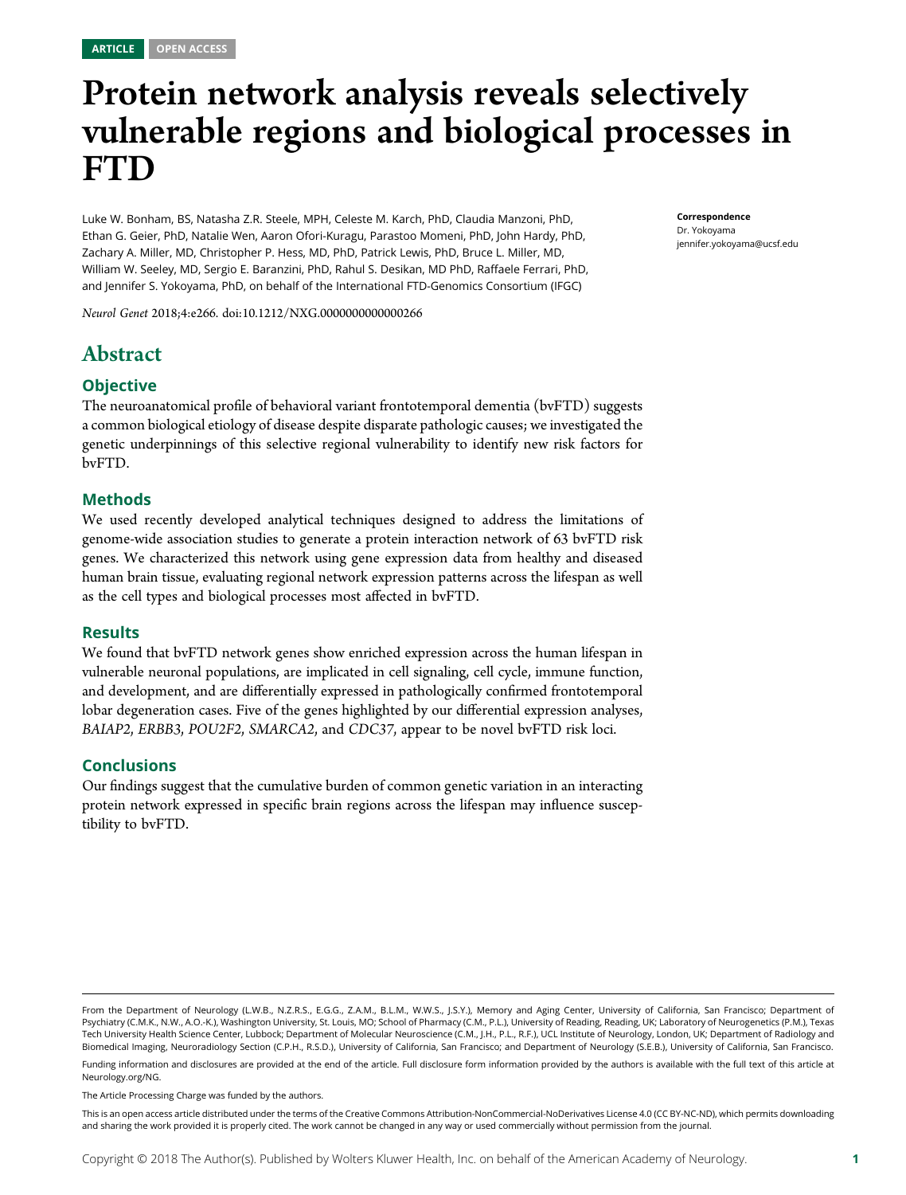ARTICLE OPEN ACCESS

# Protein network analysis reveals selectively vulnerable regions and biological processes in FTD

Luke W. Bonham, BS, Natasha Z.R. Steele, MPH, Celeste M. Karch, PhD, Claudia Manzoni, PhD, Ethan G. Geier, PhD, Natalie Wen, Aaron Ofori-Kuragu, Parastoo Momeni, PhD, John Hardy, PhD, Zachary A. Miller, MD, Christopher P. Hess, MD, PhD, Patrick Lewis, PhD, Bruce L. Miller, MD, William W. Seeley, MD, Sergio E. Baranzini, PhD, Rahul S. Desikan, MD PhD, Raffaele Ferrari, PhD, and Jennifer S. Yokoyama, PhD, on behalf of the International FTD-Genomics Consortium (IFGC)

*Neurol Genet* 2018;4:e266. doi:10.1212/NXG.0000000000000266

**Correspondence**
Dr. Yokoyama
jennifer.yokoyama@ucsf.edu

## Abstract

### Objective

The neuroanatomical profile of behavioral variant frontotemporal dementia (bvFTD) suggests a common biological etiology of disease despite disparate pathologic causes; we investigated the genetic underpinnings of this selective regional vulnerability to identify new risk factors for bvFTD.

### Methods

We used recently developed analytical techniques designed to address the limitations of genome-wide association studies to generate a protein interaction network of 63 bvFTD risk genes. We characterized this network using gene expression data from healthy and diseased human brain tissue, evaluating regional network expression patterns across the lifespan as well as the cell types and biological processes most affected in bvFTD.

### Results

We found that bvFTD network genes show enriched expression across the human lifespan in vulnerable neuronal populations, are implicated in cell signaling, cell cycle, immune function, and development, and are differentially expressed in pathologically confirmed frontotemporal lobar degeneration cases. Five of the genes highlighted by our differential expression analyses, *BAIAP2*, *ERBB3*, *POU2F2*, *SMARCA2*, and *CDC37*, appear to be novel bvFTD risk loci.

### Conclusions

Our findings suggest that the cumulative burden of common genetic variation in an interacting protein network expressed in specific brain regions across the lifespan may influence susceptibility to bvFTD.

From the Department of Neurology (L.W.B., N.Z.R.S., E.G.G., Z.A.M., B.L.M., W.W.S., J.S.Y.), Memory and Aging Center, University of California, San Francisco; Department of Psychiatry (C.M.K., N.W., A.O.-K.), Washington University, St. Louis, MO; School of Pharmacy (C.M., P.L.), University of Reading, Reading, UK; Laboratory of Neurogenetics (P.M.), Texas Tech University Health Science Center, Lubbock; Department of Molecular Neuroscience (C.M., J.H., P.L., R.F.), UCL Institute of Neurology, London, UK; Department of Radiology and Biomedical Imaging, Neuroradiology Section (C.P.H., R.S.D.), University of California, San Francisco; and Department of Neurology (S.E.B.), University of California, San Francisco.

Funding information and disclosures are provided at the end of the article. Full disclosure form information provided by the authors is available with the full text of this article at Neurology.org/NG.

The Article Processing Charge was funded by the authors.

This is an open access article distributed under the terms of the Creative Commons Attribution-NonCommercial-NoDerivatives License 4.0 (CC BY-NC-ND), which permits downloading and sharing the work provided it is properly cited. The work cannot be changed in any way or used commercially without permission from the journal.

Copyright © 2018 The Author(s). Published by Wolters Kluwer Health, Inc. on behalf of the American Academy of Neurology.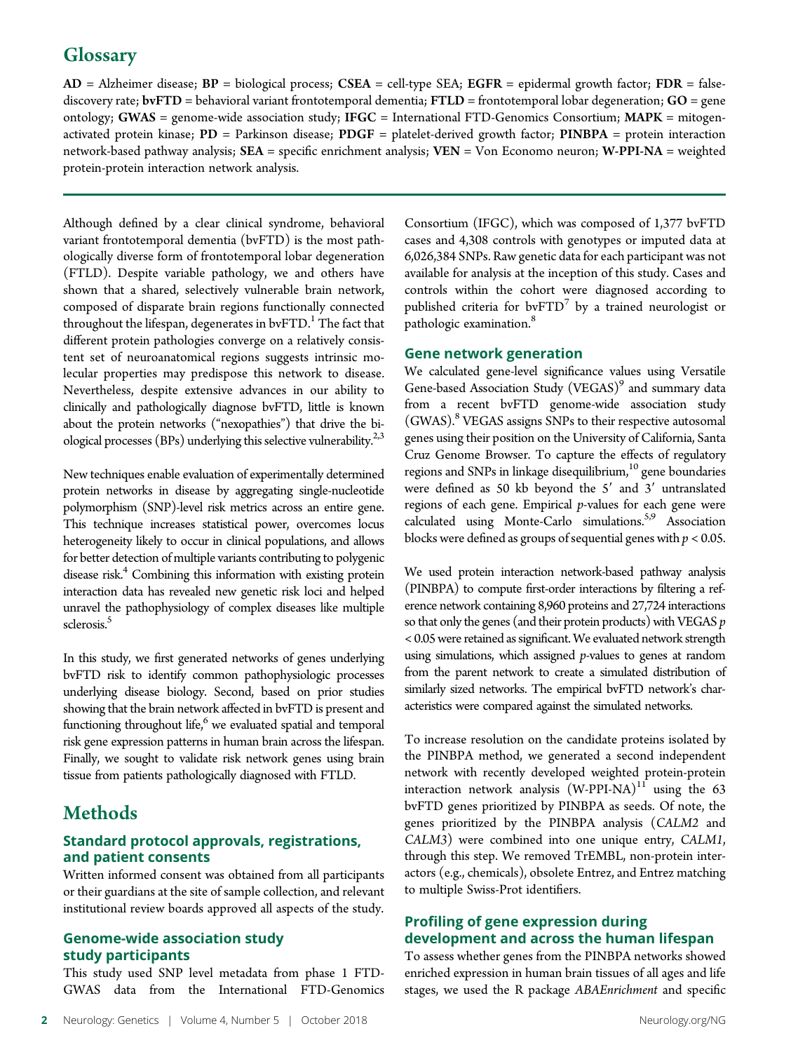## Glossary

**AD** = Alzheimer disease; **BP** = biological process; **CSEA** = cell-type SEA; **EGFR** = epidermal growth factor; **FDR** = false-discovery rate; **bvFTD** = behavioral variant frontotemporal dementia; **FTLD** = frontotemporal lobar degeneration; **GO** = gene ontology; **GWAS** = genome-wide association study; **IFGC** = International FTD-Genomics Consortium; **MAPK** = mitogen-activated protein kinase; **PD** = Parkinson disease; **PDGF** = platelet-derived growth factor; **PINBPA** = protein interaction network-based pathway analysis; **SEA** = specific enrichment analysis; **VEN** = Von Economo neuron; **W-PPI-NA** = weighted protein-protein interaction network analysis.

Although defined by a clear clinical syndrome, behavioral variant frontotemporal dementia (bvFTD) is the most pathologically diverse form of frontotemporal lobar degeneration (FTLD). Despite variable pathology, we and others have shown that a shared, selectively vulnerable brain network, composed of disparate brain regions functionally connected throughout the lifespan, degenerates in bvFTD.[1] The fact that different protein pathologies converge on a relatively consistent set of neuroanatomical regions suggests intrinsic molecular properties may predispose this network to disease. Nevertheless, despite extensive advances in our ability to clinically and pathologically diagnose bvFTD, little is known about the protein networks ("nexopathies") that drive the biological processes (BPs) underlying this selective vulnerability.[2,3]

New techniques enable evaluation of experimentally determined protein networks in disease by aggregating single-nucleotide polymorphism (SNP)-level risk metrics across an entire gene. This technique increases statistical power, overcomes locus heterogeneity likely to occur in clinical populations, and allows for better detection of multiple variants contributing to polygenic disease risk.[4] Combining this information with existing protein interaction data has revealed new genetic risk loci and helped unravel the pathophysiology of complex diseases like multiple sclerosis.[5]

In this study, we first generated networks of genes underlying bvFTD risk to identify common pathophysiologic processes underlying disease biology. Second, based on prior studies showing that the brain network affected in bvFTD is present and functioning throughout life,[6] we evaluated spatial and temporal risk gene expression patterns in human brain across the lifespan. Finally, we sought to validate risk network genes using brain tissue from patients pathologically diagnosed with FTLD.

# Methods

### Standard protocol approvals, registrations, and patient consents

Written informed consent was obtained from all participants or their guardians at the site of sample collection, and relevant institutional review boards approved all aspects of the study.

### Genome-wide association study study participants

This study used SNP level metadata from phase 1 FTD-GWAS data from the International FTD-Genomics Consortium (IFGC), which was composed of 1,377 bvFTD cases and 4,308 controls with genotypes or imputed data at 6,026,384 SNPs. Raw genetic data for each participant was not available for analysis at the inception of this study. Cases and controls within the cohort were diagnosed according to published criteria for bvFTD[7] by a trained neurologist or pathologic examination.[8]

### Gene network generation

We calculated gene-level significance values using Versatile Gene-based Association Study (VEGAS)[9] and summary data from a recent bvFTD genome-wide association study (GWAS).[8] VEGAS assigns SNPs to their respective autosomal genes using their position on the University of California, Santa Cruz Genome Browser. To capture the effects of regulatory regions and SNPs in linkage disequilibrium,[10] gene boundaries were defined as 50 kb beyond the 5′ and 3′ untranslated regions of each gene. Empirical *p*-values for each gene were calculated using Monte-Carlo simulations.[5,9] Association blocks were defined as groups of sequential genes with $p < 0.05$.

We used protein interaction network-based pathway analysis (PINBPA) to compute first-order interactions by filtering a reference network containing 8,960 proteins and 27,724 interactions so that only the genes (and their protein products) with VEGAS $p < 0.05$ were retained as significant. We evaluated network strength using simulations, which assigned *p*-values to genes at random from the parent network to create a simulated distribution of similarly sized networks. The empirical bvFTD network's characteristics were compared against the simulated networks.

To increase resolution on the candidate proteins isolated by the PINBPA method, we generated a second independent network with recently developed weighted protein-protein interaction network analysis (W-PPI-NA)[11] using the 63 bvFTD genes prioritized by PINBPA as seeds. Of note, the genes prioritized by the PINBPA analysis (*CALM2* and *CALM3*) were combined into one unique entry, *CALM1*, through this step. We removed TrEMBL, non-protein interactors (e.g., chemicals), obsolete Entrez, and Entrez matching to multiple Swiss-Prot identifiers.

### Profiling of gene expression during development and across the human lifespan

To assess whether genes from the PINBPA networks showed enriched expression in human brain tissues of all ages and life stages, we used the R package *ABAEnrichment* and specific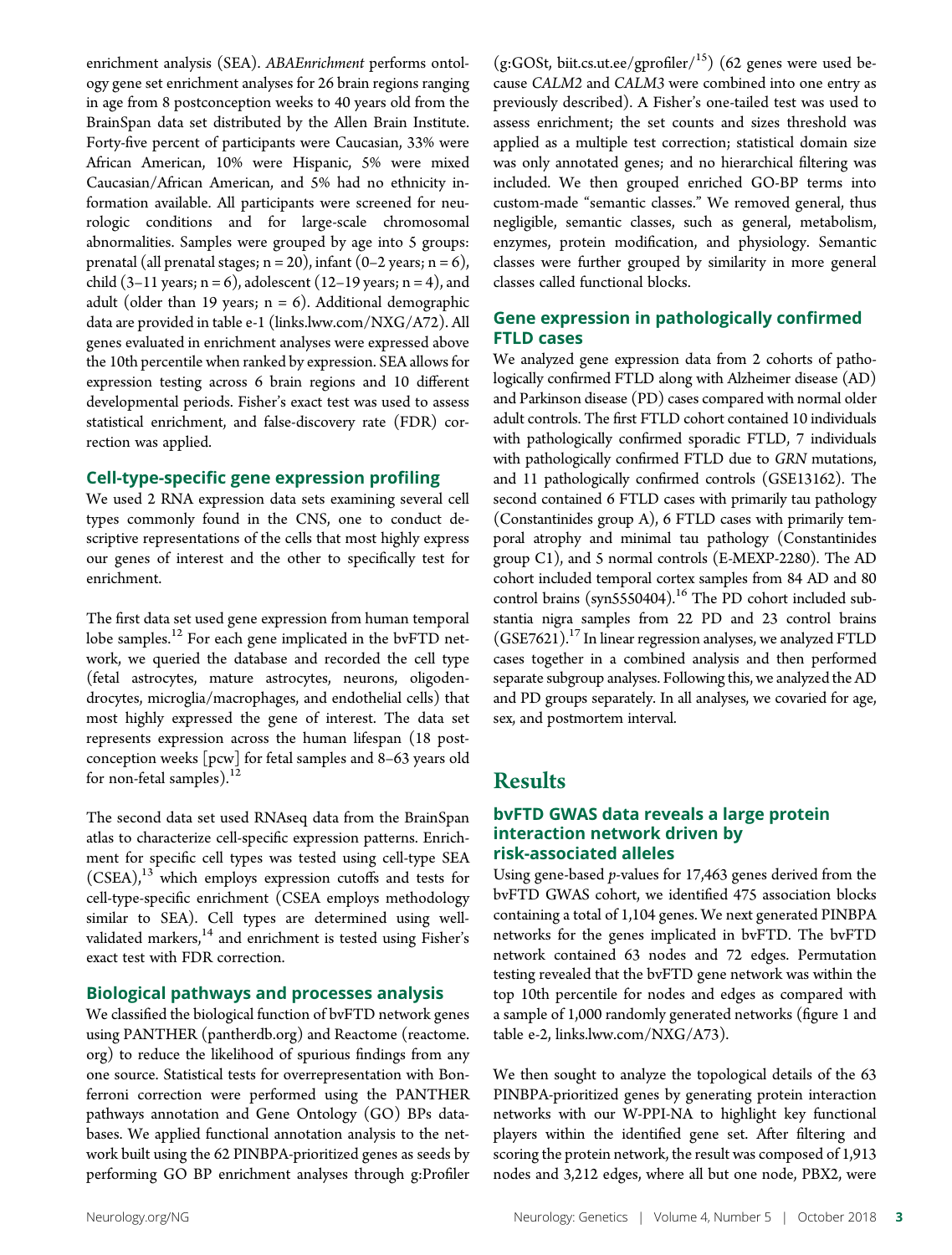enrichment analysis (SEA). *ABAEnrichment* performs ontology gene set enrichment analyses for 26 brain regions ranging in age from 8 postconception weeks to 40 years old from the BrainSpan data set distributed by the Allen Brain Institute. Forty-five percent of participants were Caucasian, 33% were African American, 10% were Hispanic, 5% were mixed Caucasian/African American, and 5% had no ethnicity information available. All participants were screened for neurologic conditions and for large-scale chromosomal abnormalities. Samples were grouped by age into 5 groups: prenatal (all prenatal stages; n = 20), infant (0–2 years; n = 6), child (3–11 years; n = 6), adolescent (12–19 years; n = 4), and adult (older than 19 years; n = 6). Additional demographic data are provided in table e-1 (links.lww.com/NXG/A72). All genes evaluated in enrichment analyses were expressed above the 10th percentile when ranked by expression. SEA allows for expression testing across 6 brain regions and 10 different developmental periods. Fisher's exact test was used to assess statistical enrichment, and false-discovery rate (FDR) correction was applied.

### Cell-type-specific gene expression profiling

We used 2 RNA expression data sets examining several cell types commonly found in the CNS, one to conduct descriptive representations of the cells that most highly express our genes of interest and the other to specifically test for enrichment.

The first data set used gene expression from human temporal lobe samples.[12] For each gene implicated in the bvFTD network, we queried the database and recorded the cell type (fetal astrocytes, mature astrocytes, neurons, oligodendrocytes, microglia/macrophages, and endothelial cells) that most highly expressed the gene of interest. The data set represents expression across the human lifespan (18 postconception weeks [pcw] for fetal samples and 8–63 years old for non-fetal samples).[12]

The second data set used RNAseq data from the BrainSpan atlas to characterize cell-specific expression patterns. Enrichment for specific cell types was tested using cell-type SEA (CSEA),[13] which employs expression cutoffs and tests for cell-type-specific enrichment (CSEA employs methodology similar to SEA). Cell types are determined using well-validated markers,[14] and enrichment is tested using Fisher's exact test with FDR correction.

### Biological pathways and processes analysis

We classified the biological function of bvFTD network genes using PANTHER (pantherdb.org) and Reactome (reactome.org) to reduce the likelihood of spurious findings from any one source. Statistical tests for overrepresentation with Bonferroni correction were performed using the PANTHER pathways annotation and Gene Ontology (GO) BPs databases. We applied functional annotation analysis to the network built using the 62 PINBPA-prioritized genes as seeds by performing GO BP enrichment analyses through g:Profiler (g:GOSt, biit.cs.ut.ee/gprofiler/[15]) (62 genes were used because *CALM2* and *CALM3* were combined into one entry as previously described). A Fisher's one-tailed test was used to assess enrichment; the set counts and sizes threshold was applied as a multiple test correction; statistical domain size was only annotated genes; and no hierarchical filtering was included. We then grouped enriched GO-BP terms into custom-made "semantic classes." We removed general, thus negligible, semantic classes, such as general, metabolism, enzymes, protein modification, and physiology. Semantic classes were further grouped by similarity in more general classes called functional blocks.

### Gene expression in pathologically confirmed FTLD cases

We analyzed gene expression data from 2 cohorts of pathologically confirmed FTLD along with Alzheimer disease (AD) and Parkinson disease (PD) cases compared with normal older adult controls. The first FTLD cohort contained 10 individuals with pathologically confirmed sporadic FTLD, 7 individuals with pathologically confirmed FTLD due to *GRN* mutations, and 11 pathologically confirmed controls (GSE13162). The second contained 6 FTLD cases with primarily tau pathology (Constantinides group A), 6 FTLD cases with primarily temporal atrophy and minimal tau pathology (Constantinides group C1), and 5 normal controls (E-MEXP-2280). The AD cohort included temporal cortex samples from 84 AD and 80 control brains (syn5550404).[16] The PD cohort included substantia nigra samples from 22 PD and 23 control brains (GSE7621).[17] In linear regression analyses, we analyzed FTLD cases together in a combined analysis and then performed separate subgroup analyses. Following this, we analyzed the AD and PD groups separately. In all analyses, we covaried for age, sex, and postmortem interval.

## Results

### bvFTD GWAS data reveals a large protein interaction network driven by risk-associated alleles

Using gene-based *p*-values for 17,463 genes derived from the bvFTD GWAS cohort, we identified 475 association blocks containing a total of 1,104 genes. We next generated PINBPA networks for the genes implicated in bvFTD. The bvFTD network contained 63 nodes and 72 edges. Permutation testing revealed that the bvFTD gene network was within the top 10th percentile for nodes and edges as compared with a sample of 1,000 randomly generated networks (figure 1 and table e-2, links.lww.com/NXG/A73).

We then sought to analyze the topological details of the 63 PINBPA-prioritized genes by generating protein interaction networks with our W-PPI-NA to highlight key functional players within the identified gene set. After filtering and scoring the protein network, the result was composed of 1,913 nodes and 3,212 edges, where all but one node, PBX2, were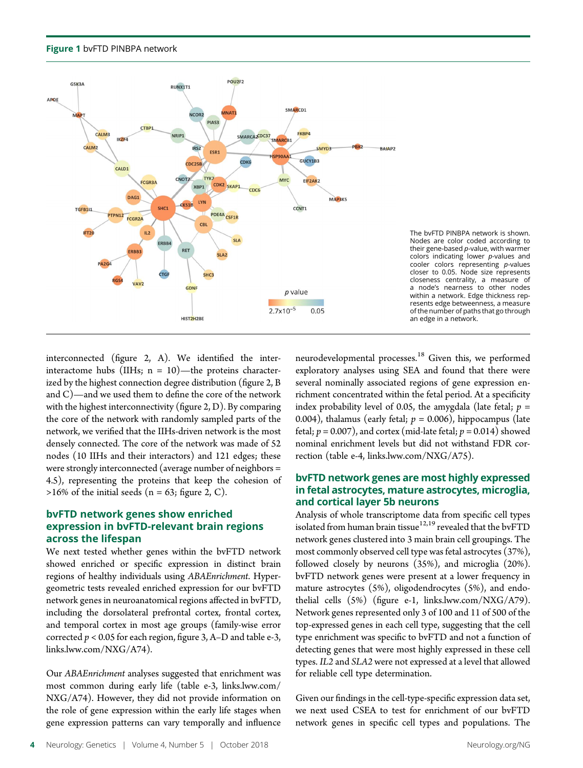**Figure 1** bvFTD PINBPA network

The bvFTD PINBPA network is shown. Nodes are color coded according to their gene-based *p*-value, with warmer colors indicating lower *p*-values and cooler colors representing *p*-values closer to 0.05. Node size represents closeness centrality, a measure of a node's nearness to other nodes within a network. Edge thickness represents edge betweenness, a measure of the number of paths that go through an edge in a network.

interconnected (figure 2, A). We identified the inter-interactome hubs (IIHs; n = 10)—the proteins characterized by the highest connection degree distribution (figure 2, B and C)—and we used them to define the core of the network with the highest interconnectivity (figure 2, D). By comparing the core of the network with randomly sampled parts of the network, we verified that the IIHs-driven network is the most densely connected. The core of the network was made of 52 nodes (10 IIHs and their interactors) and 121 edges; these were strongly interconnected (average number of neighbors = 4.5), representing the proteins that keep the cohesion of >16% of the initial seeds (n = 63; figure 2, C).

## bvFTD network genes show enriched expression in bvFTD-relevant brain regions across the lifespan

We next tested whether genes within the bvFTD network showed enriched or specific expression in distinct brain regions of healthy individuals using *ABAEnrichment*. Hypergeometric tests revealed enriched expression for our bvFTD network genes in neuroanatomical regions affected in bvFTD, including the dorsolateral prefrontal cortex, frontal cortex, and temporal cortex in most age groups (family-wise error corrected $p < 0.05$ for each region, figure 3, A–D and table e-3, links.lww.com/NXG/A74).

Our *ABAEnrichment* analyses suggested that enrichment was most common during early life (table e-3, links.lww.com/NXG/A74). However, they did not provide information on the role of gene expression within the early life stages when gene expression patterns can vary temporally and influence neurodevelopmental processes.[18] Given this, we performed exploratory analyses using SEA and found that there were several nominally associated regions of gene expression enrichment concentrated within the fetal period. At a specificity index probability level of 0.05, the amygdala (late fetal; $p$ = 0.004), thalamus (early fetal; $p$ = 0.006), hippocampus (late fetal; $p$ = 0.007), and cortex (mid-late fetal; $p$ = 0.014) showed nominal enrichment levels but did not withstand FDR correction (table e-4, links.lww.com/NXG/A75).

## bvFTD network genes are most highly expressed in fetal astrocytes, mature astrocytes, microglia, and cortical layer 5b neurons

Analysis of whole transcriptome data from specific cell types isolated from human brain tissue[12,19] revealed that the bvFTD network genes clustered into 3 main brain cell groupings. The most commonly observed cell type was fetal astrocytes (37%), followed closely by neurons (35%), and microglia (20%). bvFTD network genes were present at a lower frequency in mature astrocytes (5%), oligodendrocytes (5%), and endothelial cells (5%) (figure e-1, links.lww.com/NXG/A79). Network genes represented only 3 of 100 and 11 of 500 of the top-expressed genes in each cell type, suggesting that the cell type enrichment was specific to bvFTD and not a function of detecting genes that were most highly expressed in these cell types. *IL2* and *SLA2* were not expressed at a level that allowed for reliable cell type determination.

Given our findings in the cell-type-specific expression data set, we next used CSEA to test for enrichment of our bvFTD network genes in specific cell types and populations. The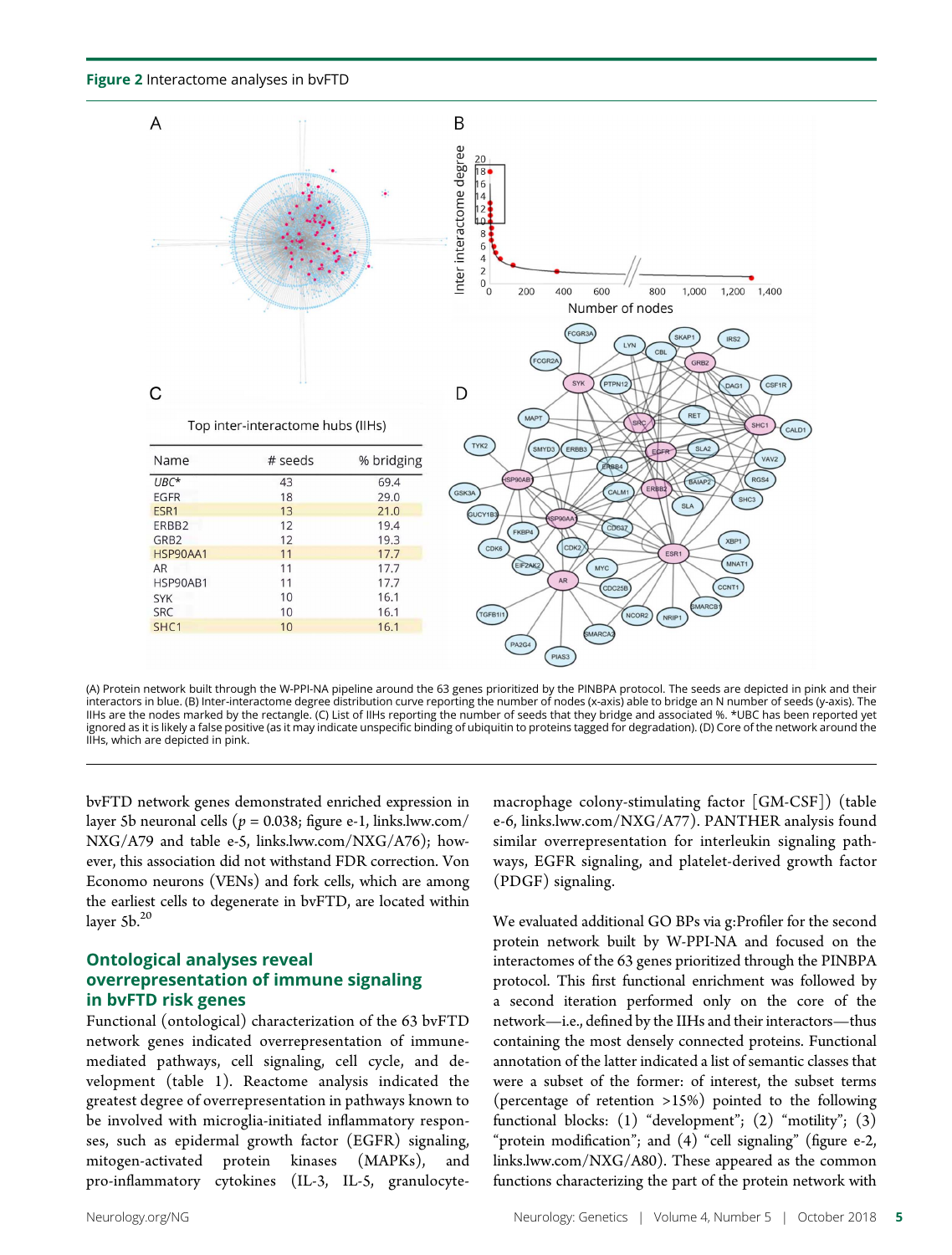**Figure 2** Interactome analyses in bvFTD

C

Top inter-interactome hubs (IIHs)

| Name | # seeds | % bridging |
| --- | --- | --- |
| *UBC** | 43 | 69.4 |
| EGFR | 18 | 29.0 |
| ESR1 | 13 | 21.0 |
| ERBB2 | 12 | 19.4 |
| GRB2 | 12 | 19.3 |
| HSP90AA1 | 11 | 17.7 |
| AR | 11 | 17.7 |
| HSP90AB1 | 11 | 17.7 |
| SYK | 10 | 16.1 |
| SRC | 10 | 16.1 |
| SHC1 | 10 | 16.1 |

(A) Protein network built through the W-PPI-NA pipeline around the 63 genes prioritized by the PINBPA protocol. The seeds are depicted in pink and their interactors in blue. (B) Inter-interactome degree distribution curve reporting the number of nodes (x-axis) able to bridge an N number of seeds (y-axis). The IIHs are the nodes marked by the rectangle. (C) List of IIHs reporting the number of seeds that they bridge and associated %. *UBC has been reported yet ignored as it is likely a false positive (as it may indicate unspecific binding of ubiquitin to proteins tagged for degradation). (D) Core of the network around the IIHs, which are depicted in pink.

bvFTD network genes demonstrated enriched expression in layer 5b neuronal cells ($p = 0.038$; figure e-1, links.lww.com/NXG/A79 and table e-5, links.lww.com/NXG/A76); however, this association did not withstand FDR correction. Von Economo neurons (VENs) and fork cells, which are among the earliest cells to degenerate in bvFTD, are located within layer 5b.[20]

## Ontological analyses reveal overrepresentation of immune signaling in bvFTD risk genes

Functional (ontological) characterization of the 63 bvFTD network genes indicated overrepresentation of immune-mediated pathways, cell signaling, cell cycle, and development (table 1). Reactome analysis indicated the greatest degree of overrepresentation in pathways known to be involved with microglia-initiated inflammatory responses, such as epidermal growth factor (EGFR) signaling, mitogen-activated protein kinases (MAPKs), and pro-inflammatory cytokines (IL-3, IL-5, granulocyte-macrophage colony-stimulating factor [GM-CSF]) (table e-6, links.lww.com/NXG/A77). PANTHER analysis found similar overrepresentation for interleukin signaling pathways, EGFR signaling, and platelet-derived growth factor (PDGF) signaling.

We evaluated additional GO BPs via g:Profiler for the second protein network built by W-PPI-NA and focused on the interactomes of the 63 genes prioritized through the PINBPA protocol. This first functional enrichment was followed by a second iteration performed only on the core of the network—i.e., defined by the IIHs and their interactors—thus containing the most densely connected proteins. Functional annotation of the latter indicated a list of semantic classes that were a subset of the former: of interest, the subset terms (percentage of retention >15%) pointed to the following functional blocks: (1) "development"; (2) "motility"; (3) "protein modification"; and (4) "cell signaling" (figure e-2, links.lww.com/NXG/A80). These appeared as the common functions characterizing the part of the protein network with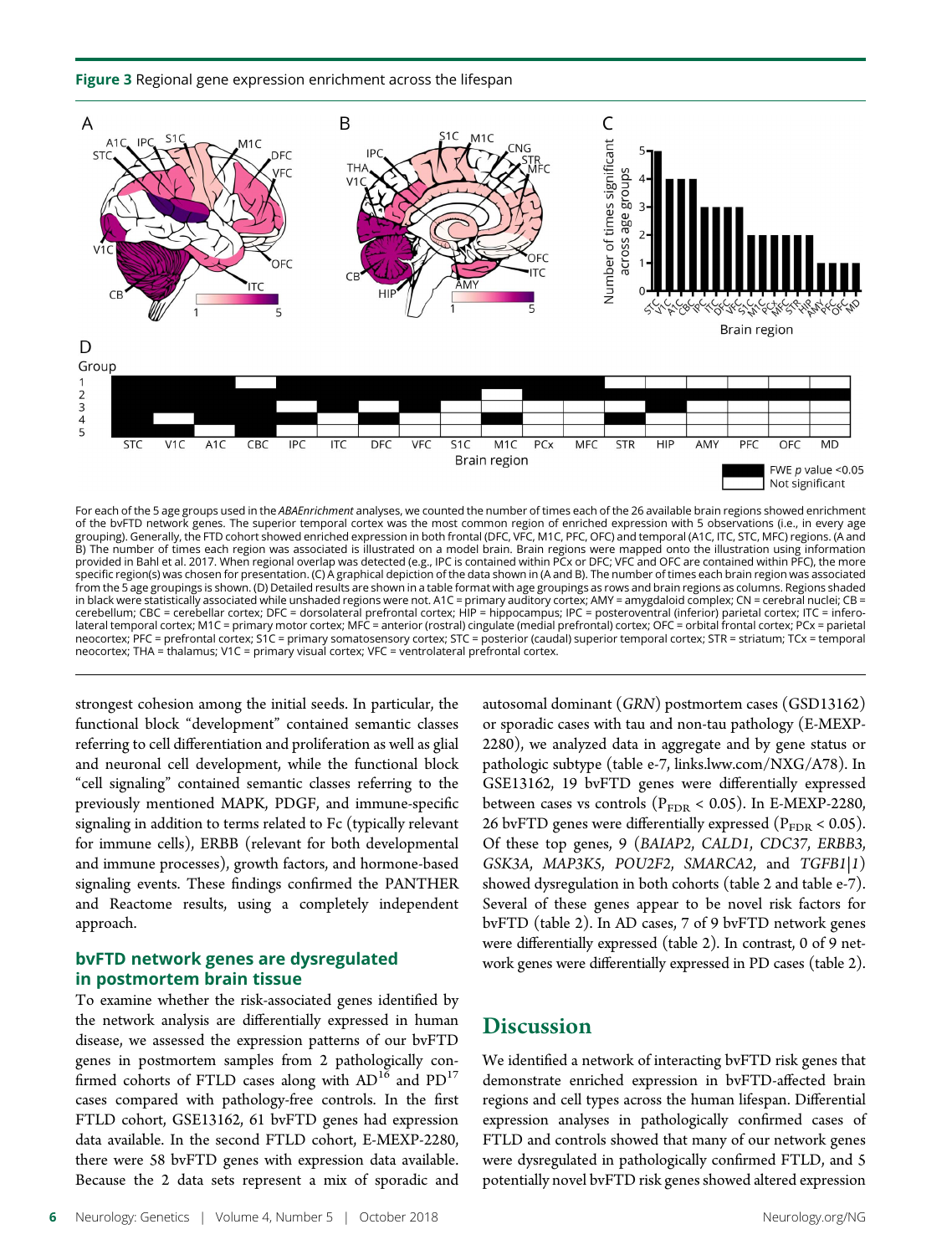**Figure 3** Regional gene expression enrichment across the lifespan

For each of the 5 age groups used in the *ABAEnrichment* analyses, we counted the number of times each of the 26 available brain regions showed enrichment of the bvFTD network genes. The superior temporal cortex was the most common region of enriched expression with 5 observations (i.e., in every age grouping). Generally, the FTD cohort showed enriched expression in both frontal (DFC, VFC, M1C, PFC, OFC) and temporal (A1C, ITC, STC, MFC) regions. (A and B) The number of times each region was associated is illustrated on a model brain. Brain regions were mapped onto the illustration using information provided in Bahl et al. 2017. When regional overlap was detected (e.g., IPC is contained within PCx or DFC; VFC and OFC are contained within PFC), the more specific region(s) was chosen for presentation. (C) A graphical depiction of the data shown in (A and B). The number of times each brain region was associated from the 5 age groupings is shown. (D) Detailed results are shown in a table format with age groupings as rows and brain regions as columns. Regions shaded in black were statistically associated while unshaded regions were not. A1C = primary auditory cortex; AMY = amygdaloid complex; CN = cerebral nuclei; CB = cerebellum; CBC = cerebellar cortex; DFC = dorsolateral prefrontal cortex; HIP = hippocampus; IPC = posteroventral (inferior) parietal cortex; ITC = inferolateral temporal cortex; M1C = primary motor cortex; MFC = anterior (rostral) cingulate (medial prefrontal) cortex; OFC = orbital frontal cortex; PCx = parietal neocortex; PFC = prefrontal cortex; S1C = primary somatosensory cortex; STC = posterior (caudal) superior temporal cortex; STR = striatum; TCx = temporal neocortex; THA = thalamus; V1C = primary visual cortex; VFC = ventrolateral prefrontal cortex.

strongest cohesion among the initial seeds. In particular, the functional block "development" contained semantic classes referring to cell differentiation and proliferation as well as glial and neuronal cell development, while the functional block "cell signaling" contained semantic classes referring to the previously mentioned MAPK, PDGF, and immune-specific signaling in addition to terms related to Fc (typically relevant for immune cells), ERBB (relevant for both developmental and immune processes), growth factors, and hormone-based signaling events. These findings confirmed the PANTHER and Reactome results, using a completely independent approach.

## bvFTD network genes are dysregulated in postmortem brain tissue

To examine whether the risk-associated genes identified by the network analysis are differentially expressed in human disease, we assessed the expression patterns of our bvFTD genes in postmortem samples from 2 pathologically confirmed cohorts of FTLD cases along with AD[16] and PD[17] cases compared with pathology-free controls. In the first FTLD cohort, GSE13162, 61 bvFTD genes had expression data available. In the second FTLD cohort, E-MEXP-2280, there were 58 bvFTD genes with expression data available. Because the 2 data sets represent a mix of sporadic and autosomal dominant (*GRN*) postmortem cases (GSD13162) or sporadic cases with tau and non-tau pathology (E-MEXP-2280), we analyzed data in aggregate and by gene status or pathologic subtype (table e-7, links.lww.com/NXG/A78). In GSE13162, 19 bvFTD genes were differentially expressed between cases vs controls ($P_{FDR} < 0.05$). In E-MEXP-2280, 26 bvFTD genes were differentially expressed ($P_{FDR} < 0.05$). Of these top genes, 9 (*BAIAP2*, *CALD1*, *CDC37*, *ERBB3*, *GSK3A*, *MAP3K5*, *POU2F2*, *SMARCA2*, and *TGFB1|1*) showed dysregulation in both cohorts (table 2 and table e-7). Several of these genes appear to be novel risk factors for bvFTD (table 2). In AD cases, 7 of 9 bvFTD network genes were differentially expressed (table 2). In contrast, 0 of 9 network genes were differentially expressed in PD cases (table 2).

# Discussion

We identified a network of interacting bvFTD risk genes that demonstrate enriched expression in bvFTD-affected brain regions and cell types across the human lifespan. Differential expression analyses in pathologically confirmed cases of FTLD and controls showed that many of our network genes were dysregulated in pathologically confirmed FTLD, and 5 potentially novel bvFTD risk genes showed altered expression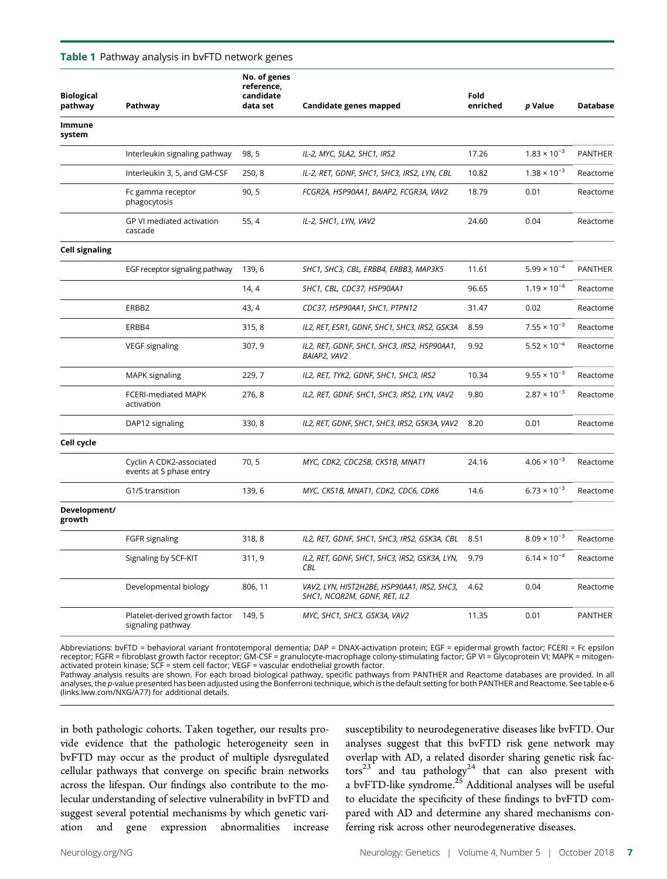**Table 1** Pathway analysis in bvFTD network genes

| Biological pathway | Pathway | No. of genes reference, candidate data set | Candidate genes mapped | Fold enriched | p Value | Database |
|---|---|---|---|---|---|---|
| **Immune system** | | | | | | |
| | Interleukin signaling pathway | 98, 5 | *IL-2, MYC, SLA2, SHC1, IRS2* | 17.26 | $1.83 \times 10^{-3}$ | PANTHER |
| | Interleukin 3, 5, and GM-CSF | 250, 8 | *IL-2, RET, GDNF, SHC1, SHC3, IRS2, LYN, CBL* | 10.82 | $1.38 \times 10^{-3}$ | Reactome |
| | Fc gamma receptor phagocytosis | 90, 5 | *FCGR2A, HSP90AA1, BAIAP2, FCGR3A, VAV2* | 18.79 | 0.01 | Reactome |
| | GP VI mediated activation cascade | 55, 4 | *IL-2, SHC1, LYN, VAV2* | 24.60 | 0.04 | Reactome |
| **Cell signaling** | | | | | | |
| | EGF receptor signaling pathway | 139, 6 | *SHC1, SHC3, CBL, ERBB4, ERBB3, MAP3K5* | 11.61 | $5.99 \times 10^{-4}$ | PANTHER |
| | | 14, 4 | *SHC1, CBL, CDC37, HSP90AA1* | 96.65 | $1.19 \times 10^{-4}$ | Reactome |
| | ERBB2 | 43, 4 | *CDC37, HSP90AA1, SHC1, PTPN12* | 31.47 | 0.02 | Reactome |
| | ERBB4 | 315, 8 | *IL2, RET, ESR1, GDNF, SHC1, SHC3, IRS2, GSK3A* | 8.59 | $7.55 \times 10^{-3}$ | Reactome |
| | VEGF signaling | 307, 9 | *IL2, RET, GDNF, SHC1, SHC3, IRS2, HSP90AA1, BAIAP2, VAV2* | 9.92 | $5.52 \times 10^{-4}$ | Reactome |
| | MAPK signaling | 229, 7 | *IL2, RET, TYK2, GDNF, SHC1, SHC3, IRS2* | 10.34 | $9.55 \times 10^{-3}$ | Reactome |
| | FCERI-mediated MAPK activation | 276, 8 | *IL2, RET, GDNF, SHC1, SHC3, IRS2, LYN, VAV2* | 9.80 | $2.87 \times 10^{-3}$ | Reactome |
| | DAP12 signaling | 330, 8 | *IL2, RET, GDNF, SHC1, SHC3, IRS2, GSK3A, VAV2* | 8.20 | 0.01 | Reactome |
| **Cell cycle** | | | | | | |
| | Cyclin A CDK2-associated events at S phase entry | 70, 5 | *MYC, CDK2, CDC25B, CKS1B, MNAT1* | 24.16 | $4.06 \times 10^{-3}$ | Reactome |
| | G1/S transition | 139, 6 | *MYC, CKS1B, MNAT1, CDK2, CDC6, CDK6* | 14.6 | $6.73 \times 10^{-3}$ | Reactome |
| **Development/growth** | | | | | | |
| | FGFR signaling | 318, 8 | *IL2, RET, GDNF, SHC1, SHC3, IRS2, GSK3A, CBL* | 8.51 | $8.09 \times 10^{-3}$ | Reactome |
| | Signaling by SCF-KIT | 311, 9 | *IL2, RET, GDNF, SHC1, SHC3, IRS2, GSK3A, LYN, CBL* | 9.79 | $6.14 \times 10^{-4}$ | Reactome |
| | Developmental biology | 806, 11 | *VAV2, LYN, HIST2H2BE, HSP90AA1, IRS2, SHC3, SHC1, NCOR2M, GDNF, RET, IL2* | 4.62 | 0.04 | Reactome |
| | Platelet-derived growth factor signaling pathway | 149, 5 | *MYC, SHC1, SHC3, GSK3A, VAV2* | 11.35 | 0.01 | PANTHER |

Abbreviations: bvFTD = behavioral variant frontotemporal dementia; DAP = DNAX-activation protein; EGF = epidermal growth factor; FCERI = Fc epsilon receptor; FGFR = fibroblast growth factor receptor; GM-CSF = granulocyte-macrophage colony-stimulating factor; GP VI = Glycoprotein VI; MAPK = mitogen-activated protein kinase; SCF = stem cell factor; VEGF = vascular endothelial growth factor.
Pathway analysis results are shown. For each broad biological pathway, specific pathways from PANTHER and Reactome databases are provided. In all analyses, the p-value presented has been adjusted using the Bonferroni technique, which is the default setting for both PANTHER and Reactome. See table e-6 (links.lww.com/NXG/A77) for additional details.

in both pathologic cohorts. Taken together, our results provide evidence that the pathologic heterogeneity seen in bvFTD may occur as the product of multiple dysregulated cellular pathways that converge on specific brain networks across the lifespan. Our findings also contribute to the molecular understanding of selective vulnerability in bvFTD and suggest several potential mechanisms by which genetic variation and gene expression abnormalities increase susceptibility to neurodegenerative diseases like bvFTD. Our analyses suggest that this bvFTD risk gene network may overlap with AD, a related disorder sharing genetic risk factors[23] and tau pathology[24] that can also present with a bvFTD-like syndrome.[25] Additional analyses will be useful to elucidate the specificity of these findings to bvFTD compared with AD and determine any shared mechanisms conferring risk across other neurodegenerative diseases.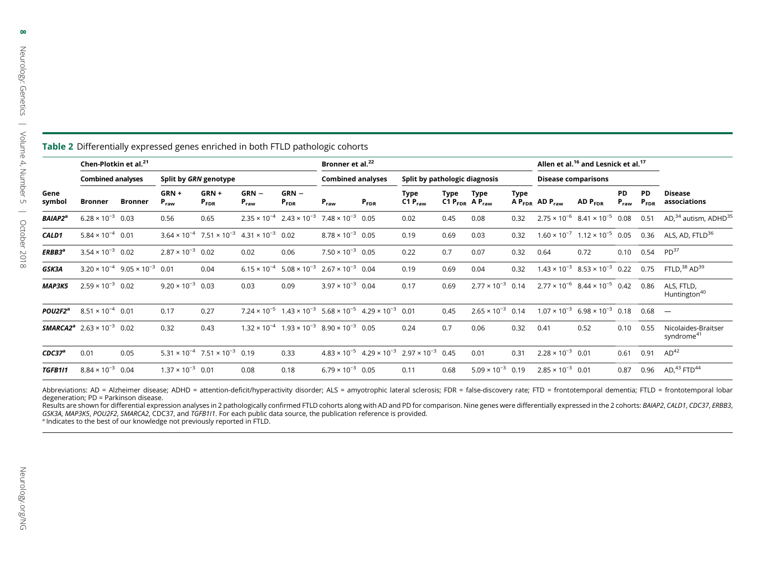**Table 2** Differentially expressed genes enriched in both FTLD pathologic cohorts

| Gene symbol | Chen-Plotkin et al.[21] | | | | | | Bronner et al.[22] | | | | | | Allen et al.[16] and Lesnick et al.[17] | | | | Disease associations |
|---|---|---|---|---|---|---|---|---|---|---|---|---|---|---|---|---|---|
| | Combined analyses | | Split by *GRN* genotype | | | | Combined analyses | | Split by pathologic diagnosis | | | | Disease comparisons | | | | |
| | Bronner | Bronner | GRN + $P_{raw}$ | GRN + $P_{FDR}$ | GRN − $P_{raw}$ | GRN − $P_{FDR}$ | $P_{raw}$ | $P_{FDR}$ | Type C1 $P_{raw}$ | Type C1 $P_{FDR}$ | Type A $P_{raw}$ | Type A $P_{FDR}$ | AD $P_{raw}$ | AD $P_{FDR}$ | PD $P_{raw}$ | PD $P_{FDR}$ | |
| ***BAIAP2***[a] | $6.28 \times 10^{-3}$ | 0.03 | 0.56 | 0.65 | $2.35 \times 10^{-4}$ | $2.43 \times 10^{-3}$ | $7.48 \times 10^{-3}$ | 0.05 | 0.02 | 0.45 | 0.08 | 0.32 | $2.75 \times 10^{-6}$ | $8.41 \times 10^{-5}$ | 0.08 | 0.51 | AD,[34] autism, ADHD[35] |
| ***CALD1*** | $5.84 \times 10^{-4}$ | 0.01 | $3.64 \times 10^{-4}$ | $7.51 \times 10^{-3}$ | $4.31 \times 10^{-3}$ | 0.02 | $8.78 \times 10^{-3}$ | 0.05 | 0.19 | 0.69 | 0.03 | 0.32 | $1.60 \times 10^{-7}$ | $1.12 \times 10^{-5}$ | 0.05 | 0.36 | ALS, AD, FTLD[36] |
| ***ERBB3***[a] | $3.54 \times 10^{-3}$ | 0.02 | $2.87 \times 10^{-3}$ | 0.02 | 0.02 | 0.06 | $7.50 \times 10^{-3}$ | 0.05 | 0.22 | 0.7 | 0.07 | 0.32 | 0.64 | 0.72 | 0.10 | 0.54 | PD[37] |
| ***GSK3A*** | $3.20 \times 10^{-4}$ | $9.05 \times 10^{-3}$ | 0.01 | 0.04 | $6.15 \times 10^{-4}$ | $5.08 \times 10^{-3}$ | $2.67 \times 10^{-3}$ | 0.04 | 0.19 | 0.69 | 0.04 | 0.32 | $1.43 \times 10^{-3}$ | $8.53 \times 10^{-3}$ | 0.22 | 0.75 | FTLD,[38] AD[39] |
| ***MAP3K5*** | $2.59 \times 10^{-3}$ | 0.02 | $9.20 \times 10^{-3}$ | 0.03 | 0.03 | 0.09 | $3.97 \times 10^{-3}$ | 0.04 | 0.17 | 0.69 | $2.77 \times 10^{-3}$ | 0.14 | $2.77 \times 10^{-6}$ | $8.44 \times 10^{-5}$ | 0.42 | 0.86 | ALS, FTLD, Huntington[40] |
| ***POU2F2***[a] | $8.51 \times 10^{-4}$ | 0.01 | 0.17 | 0.27 | $7.24 \times 10^{-5}$ | $1.43 \times 10^{-3}$ | $5.68 \times 10^{-5}$ | $4.29 \times 10^{-3}$ | 0.01 | 0.45 | $2.65 \times 10^{-3}$ | 0.14 | $1.07 \times 10^{-3}$ | $6.98 \times 10^{-3}$ | 0.18 | 0.68 | — |
| ***SMARCA2***[a] | $2.63 \times 10^{-3}$ | 0.02 | 0.32 | 0.43 | $1.32 \times 10^{-4}$ | $1.93 \times 10^{-3}$ | $8.90 \times 10^{-3}$ | 0.05 | 0.24 | 0.7 | 0.06 | 0.32 | 0.41 | 0.52 | 0.10 | 0.55 | Nicolaides-Braitser syndrome[41] |
| ***CDC37***[a] | 0.01 | 0.05 | $5.31 \times 10^{-4}$ | $7.51 \times 10^{-3}$ | 0.19 | 0.33 | $4.83 \times 10^{-5}$ | $4.29 \times 10^{-3}$ | $2.97 \times 10^{-3}$ | 0.45 | 0.01 | 0.31 | $2.28 \times 10^{-3}$ | 0.01 | 0.61 | 0.91 | AD[42] |
| ***TGFB1I1*** | $8.84 \times 10^{-3}$ | 0.04 | $1.37 \times 10^{-3}$ | 0.01 | 0.08 | 0.18 | $6.79 \times 10^{-3}$ | 0.05 | 0.11 | 0.68 | $5.09 \times 10^{-3}$ | 0.19 | $2.85 \times 10^{-3}$ | 0.01 | 0.87 | 0.96 | AD,[43] FTD[44] |

Abbreviations: AD = Alzheimer disease; ADHD = attention-deficit/hyperactivity disorder; ALS = amyotrophic lateral sclerosis; FDR = false-discovery rate; FTD = frontotemporal dementia; FTLD = frontotemporal lobar degeneration; PD = Parkinson disease.

Results are shown for differential expression analyses in 2 pathologically confirmed FTLD cohorts along with AD and PD for comparison. Nine genes were differentially expressed in the 2 cohorts: *BAIAP2*, *CALD1*, *CDC37*, *ERBB3*, *GSK3A*, *MAP3K5*, *POU2F2*, *SMARCA2*, CDC37, and *TGFB1I1*. For each public data source, the publication reference is provided.

[a] Indicates to the best of our knowledge not previously reported in FTLD.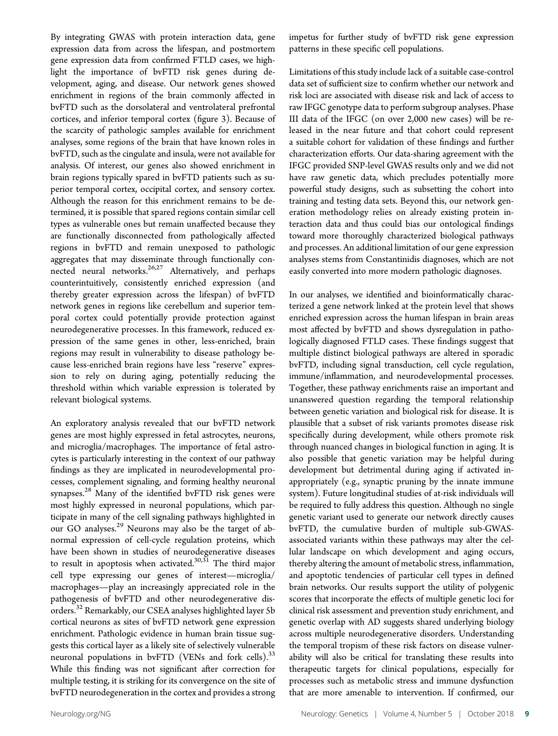By integrating GWAS with protein interaction data, gene expression data from across the lifespan, and postmortem gene expression data from confirmed FTLD cases, we highlight the importance of bvFTD risk genes during development, aging, and disease. Our network genes showed enrichment in regions of the brain commonly affected in bvFTD such as the dorsolateral and ventrolateral prefrontal cortices, and inferior temporal cortex (figure 3). Because of the scarcity of pathologic samples available for enrichment analyses, some regions of the brain that have known roles in bvFTD, such as the cingulate and insula, were not available for analysis. Of interest, our genes also showed enrichment in brain regions typically spared in bvFTD patients such as superior temporal cortex, occipital cortex, and sensory cortex. Although the reason for this enrichment remains to be determined, it is possible that spared regions contain similar cell types as vulnerable ones but remain unaffected because they are functionally disconnected from pathologically affected regions in bvFTD and remain unexposed to pathologic aggregates that may disseminate through functionally connected neural networks.[26,27] Alternatively, and perhaps counterintuitively, consistently enriched expression (and thereby greater expression across the lifespan) of bvFTD network genes in regions like cerebellum and superior temporal cortex could potentially provide protection against neurodegenerative processes. In this framework, reduced expression of the same genes in other, less-enriched, brain regions may result in vulnerability to disease pathology because less-enriched brain regions have less "reserve" expression to rely on during aging, potentially reducing the threshold within which variable expression is tolerated by relevant biological systems.

An exploratory analysis revealed that our bvFTD network genes are most highly expressed in fetal astrocytes, neurons, and microglia/macrophages. The importance of fetal astrocytes is particularly interesting in the context of our pathway findings as they are implicated in neurodevelopmental processes, complement signaling, and forming healthy neuronal synapses.[28] Many of the identified bvFTD risk genes were most highly expressed in neuronal populations, which participate in many of the cell signaling pathways highlighted in our GO analyses.[29] Neurons may also be the target of abnormal expression of cell-cycle regulation proteins, which have been shown in studies of neurodegenerative diseases to result in apoptosis when activated.[30,31] The third major cell type expressing our genes of interest—microglia/macrophages—play an increasingly appreciated role in the pathogenesis of bvFTD and other neurodegenerative disorders.[32] Remarkably, our CSEA analyses highlighted layer 5b cortical neurons as sites of bvFTD network gene expression enrichment. Pathologic evidence in human brain tissue suggests this cortical layer as a likely site of selectively vulnerable neuronal populations in bvFTD (VENs and fork cells).[33] While this finding was not significant after correction for multiple testing, it is striking for its convergence on the site of bvFTD neurodegeneration in the cortex and provides a strong impetus for further study of bvFTD risk gene expression patterns in these specific cell populations.

Limitations of this study include lack of a suitable case-control data set of sufficient size to confirm whether our network and risk loci are associated with disease risk and lack of access to raw IFGC genotype data to perform subgroup analyses. Phase III data of the IFGC (on over 2,000 new cases) will be released in the near future and that cohort could represent a suitable cohort for validation of these findings and further characterization efforts. Our data-sharing agreement with the IFGC provided SNP-level GWAS results only and we did not have raw genetic data, which precludes potentially more powerful study designs, such as subsetting the cohort into training and testing data sets. Beyond this, our network generation methodology relies on already existing protein interaction data and thus could bias our ontological findings toward more thoroughly characterized biological pathways and processes. An additional limitation of our gene expression analyses stems from Constantinidis diagnoses, which are not easily converted into more modern pathologic diagnoses.

In our analyses, we identified and bioinformatically characterized a gene network linked at the protein level that shows enriched expression across the human lifespan in brain areas most affected by bvFTD and shows dysregulation in pathologically diagnosed FTLD cases. These findings suggest that multiple distinct biological pathways are altered in sporadic bvFTD, including signal transduction, cell cycle regulation, immune/inflammation, and neurodevelopmental processes. Together, these pathway enrichments raise an important and unanswered question regarding the temporal relationship between genetic variation and biological risk for disease. It is plausible that a subset of risk variants promotes disease risk specifically during development, while others promote risk through nuanced changes in biological function in aging. It is also possible that genetic variation may be helpful during development but detrimental during aging if activated inappropriately (e.g., synaptic pruning by the innate immune system). Future longitudinal studies of at-risk individuals will be required to fully address this question. Although no single genetic variant used to generate our network directly causes bvFTD, the cumulative burden of multiple sub-GWAS-associated variants within these pathways may alter the cellular landscape on which development and aging occurs, thereby altering the amount of metabolic stress, inflammation, and apoptotic tendencies of particular cell types in defined brain networks. Our results support the utility of polygenic scores that incorporate the effects of multiple genetic loci for clinical risk assessment and prevention study enrichment, and genetic overlap with AD suggests shared underlying biology across multiple neurodegenerative disorders. Understanding the temporal tropism of these risk factors on disease vulnerability will also be critical for translating these results into therapeutic targets for clinical populations, especially for processes such as metabolic stress and immune dysfunction that are more amenable to intervention. If confirmed, our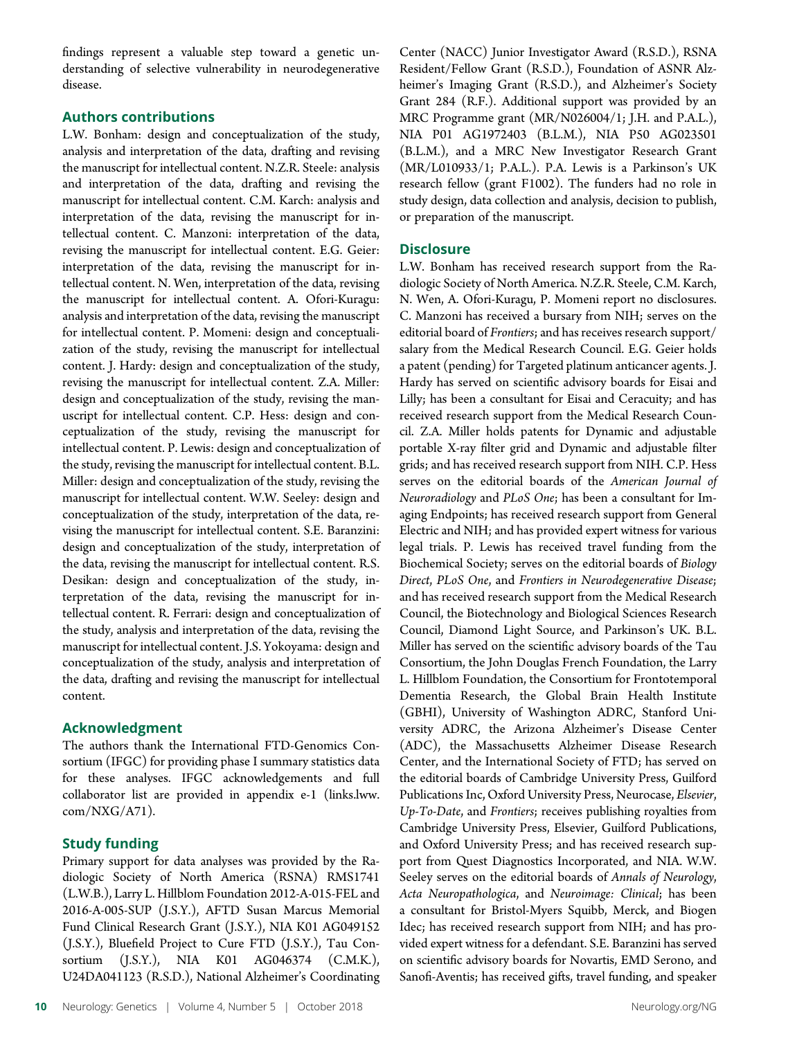findings represent a valuable step toward a genetic understanding of selective vulnerability in neurodegenerative disease.

## Authors contributions

L.W. Bonham: design and conceptualization of the study, analysis and interpretation of the data, drafting and revising the manuscript for intellectual content. N.Z.R. Steele: analysis and interpretation of the data, drafting and revising the manuscript for intellectual content. C.M. Karch: analysis and interpretation of the data, revising the manuscript for intellectual content. C. Manzoni: interpretation of the data, revising the manuscript for intellectual content. E.G. Geier: interpretation of the data, revising the manuscript for intellectual content. N. Wen, interpretation of the data, revising the manuscript for intellectual content. A. Ofori-Kuragu: analysis and interpretation of the data, revising the manuscript for intellectual content. P. Momeni: design and conceptualization of the study, revising the manuscript for intellectual content. J. Hardy: design and conceptualization of the study, revising the manuscript for intellectual content. Z.A. Miller: design and conceptualization of the study, revising the manuscript for intellectual content. C.P. Hess: design and conceptualization of the study, revising the manuscript for intellectual content. P. Lewis: design and conceptualization of the study, revising the manuscript for intellectual content. B.L. Miller: design and conceptualization of the study, revising the manuscript for intellectual content. W.W. Seeley: design and conceptualization of the study, interpretation of the data, revising the manuscript for intellectual content. S.E. Baranzini: design and conceptualization of the study, interpretation of the data, revising the manuscript for intellectual content. R.S. Desikan: design and conceptualization of the study, interpretation of the data, revising the manuscript for intellectual content. R. Ferrari: design and conceptualization of the study, analysis and interpretation of the data, revising the manuscript for intellectual content. J.S. Yokoyama: design and conceptualization of the study, analysis and interpretation of the data, drafting and revising the manuscript for intellectual content.

## Acknowledgment

The authors thank the International FTD-Genomics Consortium (IFGC) for providing phase I summary statistics data for these analyses. IFGC acknowledgements and full collaborator list are provided in appendix e-1 (links.lww.com/NXG/A71).

## Study funding

Primary support for data analyses was provided by the Radiologic Society of North America (RSNA) RMS1741 (L.W.B.), Larry L. Hillblom Foundation 2012-A-015-FEL and 2016-A-005-SUP (J.S.Y.), AFTD Susan Marcus Memorial Fund Clinical Research Grant (J.S.Y.), NIA K01 AG049152 (J.S.Y.), Bluefield Project to Cure FTD (J.S.Y.), Tau Consortium (J.S.Y.), NIA K01 AG046374 (C.M.K.), U24DA041123 (R.S.D.), National Alzheimer's Coordinating Center (NACC) Junior Investigator Award (R.S.D.), RSNA Resident/Fellow Grant (R.S.D.), Foundation of ASNR Alzheimer's Imaging Grant (R.S.D.), and Alzheimer's Society Grant 284 (R.F.). Additional support was provided by an MRC Programme grant (MR/N026004/1; J.H. and P.A.L.), NIA P01 AG1972403 (B.L.M.), NIA P50 AG023501 (B.L.M.), and a MRC New Investigator Research Grant (MR/L010933/1; P.A.L.). P.A. Lewis is a Parkinson's UK research fellow (grant F1002). The funders had no role in study design, data collection and analysis, decision to publish, or preparation of the manuscript.

## Disclosure

L.W. Bonham has received research support from the Radiologic Society of North America. N.Z.R. Steele, C.M. Karch, N. Wen, A. Ofori-Kuragu, P. Momeni report no disclosures. C. Manzoni has received a bursary from NIH; serves on the editorial board of *Frontiers*; and has receives research support/salary from the Medical Research Council. E.G. Geier holds a patent (pending) for Targeted platinum anticancer agents. J. Hardy has served on scientific advisory boards for Eisai and Lilly; has been a consultant for Eisai and Ceracuity; and has received research support from the Medical Research Council. Z.A. Miller holds patents for Dynamic and adjustable portable X-ray filter grid and Dynamic and adjustable filter grids; and has received research support from NIH. C.P. Hess serves on the editorial boards of the *American Journal of Neuroradiology* and *PLoS One*; has been a consultant for Imaging Endpoints; has received research support from General Electric and NIH; and has provided expert witness for various legal trials. P. Lewis has received travel funding from the Biochemical Society; serves on the editorial boards of *Biology Direct*, *PLoS One*, and *Frontiers in Neurodegenerative Disease*; and has received research support from the Medical Research Council, the Biotechnology and Biological Sciences Research Council, Diamond Light Source, and Parkinson's UK. B.L. Miller has served on the scientific advisory boards of the Tau Consortium, the John Douglas French Foundation, the Larry L. Hillblom Foundation, the Consortium for Frontotemporal Dementia Research, the Global Brain Health Institute (GBHI), University of Washington ADRC, Stanford University ADRC, the Arizona Alzheimer's Disease Center (ADC), the Massachusetts Alzheimer Disease Research Center, and the International Society of FTD; has served on the editorial boards of Cambridge University Press, Guilford Publications Inc, Oxford University Press, Neurocase, *Elsevier*, *Up-To-Date*, and *Frontiers*; receives publishing royalties from Cambridge University Press, Elsevier, Guilford Publications, and Oxford University Press; and has received research support from Quest Diagnostics Incorporated, and NIA. W.W. Seeley serves on the editorial boards of *Annals of Neurology*, *Acta Neuropathologica*, and *Neuroimage: Clinical*; has been a consultant for Bristol-Myers Squibb, Merck, and Biogen Idec; has received research support from NIH; and has provided expert witness for a defendant. S.E. Baranzini has served on scientific advisory boards for Novartis, EMD Serono, and Sanofi-Aventis; has received gifts, travel funding, and speaker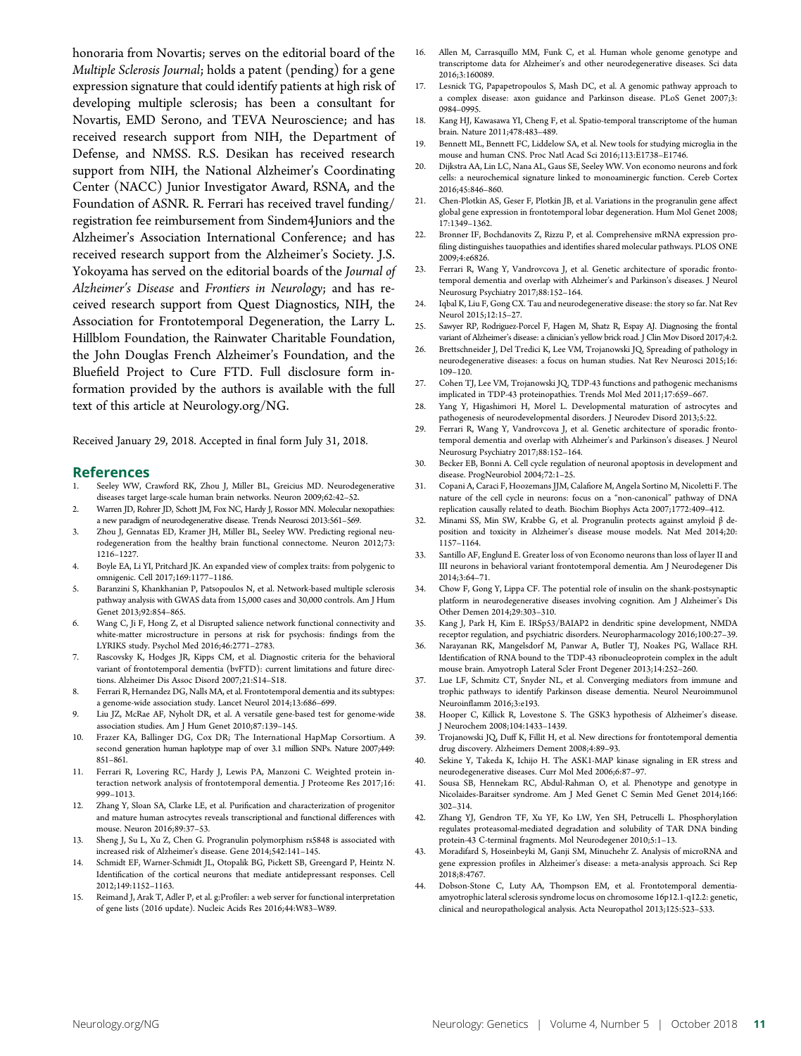honoraria from Novartis; serves on the editorial board of the *Multiple Sclerosis Journal*; holds a patent (pending) for a gene expression signature that could identify patients at high risk of developing multiple sclerosis; has been a consultant for Novartis, EMD Serono, and TEVA Neuroscience; and has received research support from NIH, the Department of Defense, and NMSS. R.S. Desikan has received research support from NIH, the National Alzheimer's Coordinating Center (NACC) Junior Investigator Award, RSNA, and the Foundation of ASNR. R. Ferrari has received travel funding/ registration fee reimbursement from Sindem4Juniors and the Alzheimer's Association International Conference; and has received research support from the Alzheimer's Society. J.S. Yokoyama has served on the editorial boards of the *Journal of Alzheimer's Disease* and *Frontiers in Neurology*; and has received research support from Quest Diagnostics, NIH, the Association for Frontotemporal Degeneration, the Larry L. Hillblom Foundation, the Rainwater Charitable Foundation, the John Douglas French Alzheimer's Foundation, and the Bluefield Project to Cure FTD. Full disclosure form information provided by the authors is available with the full text of this article at Neurology.org/NG.

Received January 29, 2018. Accepted in final form July 31, 2018.

## References

1. Seeley WW, Crawford RK, Zhou J, Miller BL, Greicius MD. Neurodegenerative diseases target large-scale human brain networks. Neuron 2009;62:42–52.
2. Warren JD, Rohrer JD, Schott JM, Fox NC, Hardy J, Rossor MN. Molecular nexopathies: a new paradigm of neurodegenerative disease. Trends Neurosci 2013:561–569.
3. Zhou J, Gennatas ED, Kramer JH, Miller BL, Seeley WW. Predicting regional neurodegeneration from the healthy brain functional connectome. Neuron 2012;73: 1216–1227.
4. Boyle EA, Li YI, Pritchard JK. An expanded view of complex traits: from polygenic to omnigenic. Cell 2017;169:1177–1186.
5. Baranzini S, Khankhanian P, Patsopoulos N, et al. Network-based multiple sclerosis pathway analysis with GWAS data from 15,000 cases and 30,000 controls. Am J Hum Genet 2013;92:854–865.
6. Wang C, Ji F, Hong Z, et al Disrupted salience network functional connectivity and white-matter microstructure in persons at risk for psychosis: findings from the LYRIKS study. Psychol Med 2016;46:2771–2783.
7. Rascovsky K, Hodges JR, Kipps CM, et al. Diagnostic criteria for the behavioral variant of frontotemporal dementia (bvFTD): current limitations and future directions. Alzheimer Dis Assoc Disord 2007;21:S14–S18.
8. Ferrari R, Hernandez DG, Nalls MA, et al. Frontotemporal dementia and its subtypes: a genome-wide association study. Lancet Neurol 2014;13:686–699.
9. Liu JZ, McRae AF, Nyholt DR, et al. A versatile gene-based test for genome-wide association studies. Am J Hum Genet 2010;87:139–145.
10. Frazer KA, Ballinger DG, Cox DR; The International HapMap Corsortium. A second generation human haplotype map of over 3.1 million SNPs. Nature 2007;449: 851–861.
11. Ferrari R, Lovering RC, Hardy J, Lewis PA, Manzoni C. Weighted protein interaction network analysis of frontotemporal dementia. J Proteome Res 2017;16: 999–1013.
12. Zhang Y, Sloan SA, Clarke LE, et al. Purification and characterization of progenitor and mature human astrocytes reveals transcriptional and functional differences with mouse. Neuron 2016;89:37–53.
13. Sheng J, Su L, Xu Z, Chen G. Progranulin polymorphism rs5848 is associated with increased risk of Alzheimer's disease. Gene 2014;542:141–145.
14. Schmidt EF, Warner-Schmidt JL, Otopalik BG, Pickett SB, Greengard P, Heintz N. Identification of the cortical neurons that mediate antidepressant responses. Cell 2012;149:1152–1163.
15. Reimand J, Arak T, Adler P, et al. g:Profiler: a web server for functional interpretation of gene lists (2016 update). Nucleic Acids Res 2016;44:W83–W89.
16. Allen M, Carrasquillo MM, Funk C, et al. Human whole genome genotype and transcriptome data for Alzheimer's and other neurodegenerative diseases. Sci data 2016;3:160089.
17. Lesnick TG, Papapetropoulos S, Mash DC, et al. A genomic pathway approach to a complex disease: axon guidance and Parkinson disease. PLoS Genet 2007;3: 0984–0995.
18. Kang HJ, Kawasawa YI, Cheng F, et al. Spatio-temporal transcriptome of the human brain. Nature 2011;478:483–489.
19. Bennett ML, Bennett FC, Liddelow SA, et al. New tools for studying microglia in the mouse and human CNS. Proc Natl Acad Sci 2016;113:E1738–E1746.
20. Dijkstra AA, Lin LC, Nana AL, Gaus SE, Seeley WW. Von economo neurons and fork cells: a neurochemical signature linked to monoaminergic function. Cereb Cortex 2016;45:846–860.
21. Chen-Plotkin AS, Geser F, Plotkin JB, et al. Variations in the progranulin gene affect global gene expression in frontotemporal lobar degeneration. Hum Mol Genet 2008; 17:1349–1362.
22. Bronner IF, Bochdanovits Z, Rizzu P, et al. Comprehensive mRNA expression profiling distinguishes tauopathies and identifies shared molecular pathways. PLOS ONE 2009;4:e6826.
23. Ferrari R, Wang Y, Vandrovcova J, et al. Genetic architecture of sporadic frontotemporal dementia and overlap with Alzheimer's and Parkinson's diseases. J Neurol Neurosurg Psychiatry 2017;88:152–164.
24. Iqbal K, Liu F, Gong CX. Tau and neurodegenerative disease: the story so far. Nat Rev Neurol 2015;12:15–27.
25. Sawyer RP, Rodriguez-Porcel F, Hagen M, Shatz R, Espay AJ. Diagnosing the frontal variant of Alzheimer's disease: a clinician's yellow brick road. J Clin Mov Disord 2017;4:2.
26. Brettschneider J, Del Tredici K, Lee VM, Trojanowski JQ. Spreading of pathology in neurodegenerative diseases: a focus on human studies. Nat Rev Neurosci 2015;16: 109–120.
27. Cohen TJ, Lee VM, Trojanowski JQ. TDP-43 functions and pathogenic mechanisms implicated in TDP-43 proteinopathies. Trends Mol Med 2011;17:659–667.
28. Yang Y, Higashimori H, Morel L. Developmental maturation of astrocytes and pathogenesis of neurodevelopmental disorders. J Neurodev Disord 2013;5:22.
29. Ferrari R, Wang Y, Vandrovcova J, et al. Genetic architecture of sporadic frontotemporal dementia and overlap with Alzheimer's and Parkinson's diseases. J Neurol Neurosurg Psychiatry 2017;88:152–164.
30. Becker EB, Bonni A. Cell cycle regulation of neuronal apoptosis in development and disease. ProgNeurobiol 2004;72:1–25.
31. Copani A, Caraci F, Hoozemans JJM, Calafiore M, Angela Sortino M, Nicoletti F. The nature of the cell cycle in neurons: focus on a "non-canonical" pathway of DNA replication causally related to death. Biochim Biophys Acta 2007;1772:409–412.
32. Minami SS, Min SW, Krabbe G, et al. Progranulin protects against amyloid β deposition and toxicity in Alzheimer's disease mouse models. Nat Med 2014;20: 1157–1164.
33. Santillo AF, Englund E. Greater loss of von Economo neurons than loss of layer II and III neurons in behavioral variant frontotemporal dementia. Am J Neurodegener Dis 2014;3:64–71.
34. Chow F, Gong Y, Lippa CF. The potential role of insulin on the shank-postsynaptic platform in neurodegenerative diseases involving cognition. Am J Alzheimer's Dis Other Demen 2014;29:303–310.
35. Kang J, Park H, Kim E. IRSp53/BAIAP2 in dendritic spine development, NMDA receptor regulation, and psychiatric disorders. Neuropharmacology 2016;100:27–39.
36. Narayanan RK, Mangelsdorf M, Panwar A, Butler TJ, Noakes PG, Wallace RH. Identification of RNA bound to the TDP-43 ribonucleoprotein complex in the adult mouse brain. Amyotroph Lateral Scler Front Degener 2013;14:252–260.
37. Lue LF, Schmitz CT, Snyder NL, et al. Converging mediators from immune and trophic pathways to identify Parkinson disease dementia. Neurol Neuroimmunol Neuroinflamm 2016;3:e193.
38. Hooper C, Killick R, Lovestone S. The GSK3 hypothesis of Alzheimer's disease. J Neurochem 2008;104:1433–1439.
39. Trojanowski JQ, Duff K, Fillit H, et al. New directions for frontotemporal dementia drug discovery. Alzheimers Dement 2008;4:89–93.
40. Sekine Y, Takeda K, Ichijo H. The ASK1-MAP kinase signaling in ER stress and neurodegenerative diseases. Curr Mol Med 2006;6:87–97.
41. Sousa SB, Hennekam RC, Abdul-Rahman O, et al. Phenotype and genotype in Nicolaides-Baraitser syndrome. Am J Med Genet C Semin Med Genet 2014;166: 302–314.
42. Zhang YJ, Gendron TF, Xu YF, Ko LW, Yen SH, Petrucelli L. Phosphorylation regulates proteasomal-mediated degradation and solubility of TAR DNA binding protein-43 C-terminal fragments. Mol Neurodegener 2010;5:1–13.
43. Moradifard S, Hoseinbeyki M, Ganji SM, Minuchehr Z. Analysis of microRNA and gene expression profiles in Alzheimer's disease: a meta-analysis approach. Sci Rep 2018;8:4767.
44. Dobson-Stone C, Luty AA, Thompson EM, et al. Frontotemporal dementia-amyotrophic lateral sclerosis syndrome locus on chromosome 16p12.1-q12.2: genetic, clinical and neuropathological analysis. Acta Neuropathol 2013;125:523–533.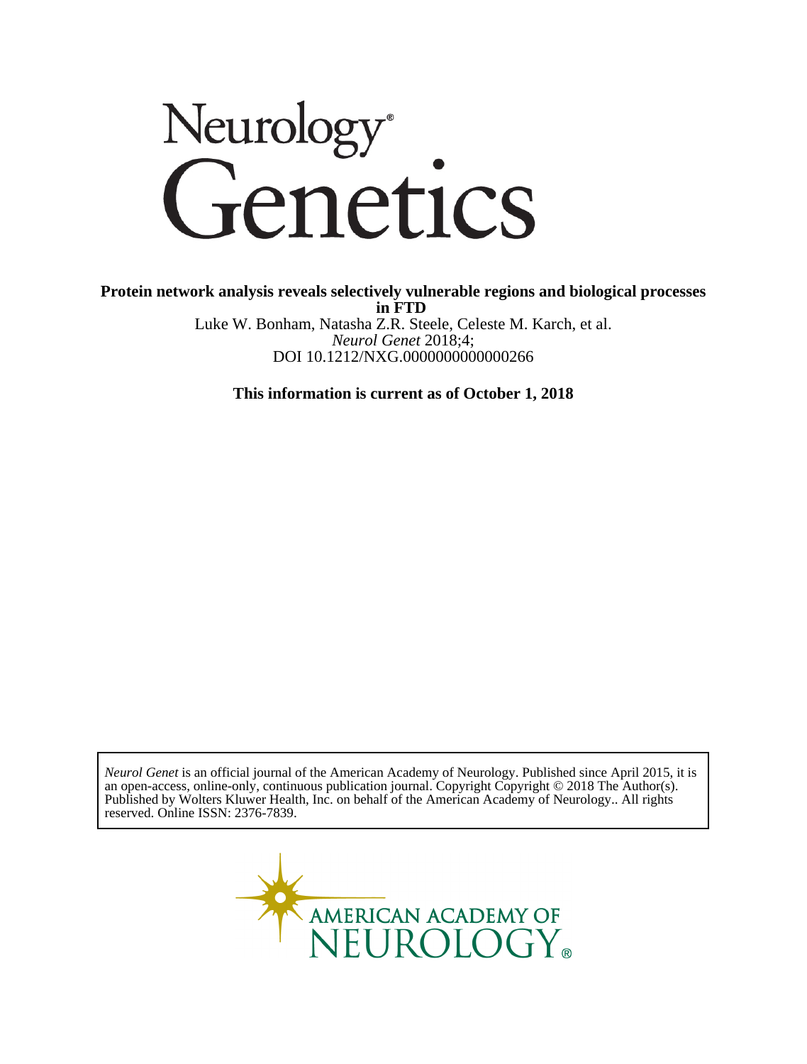# Neurology® Genetics

**Protein network analysis reveals selectively vulnerable regions and biological processes in FTD**

Luke W. Bonham, Natasha Z.R. Steele, Celeste M. Karch, et al.

*Neurol Genet* 2018;4;

DOI 10.1212/NXG.0000000000000266

**This information is current as of October 1, 2018**

*Neurol Genet* is an official journal of the American Academy of Neurology. Published since April 2015, it is an open-access, online-only, continuous publication journal. Copyright Copyright © 2018 The Author(s). Published by Wolters Kluwer Health, Inc. on behalf of the American Academy of Neurology.. All rights reserved. Online ISSN: 2376-7839.

AMERICAN ACADEMY OF NEUROLOGY®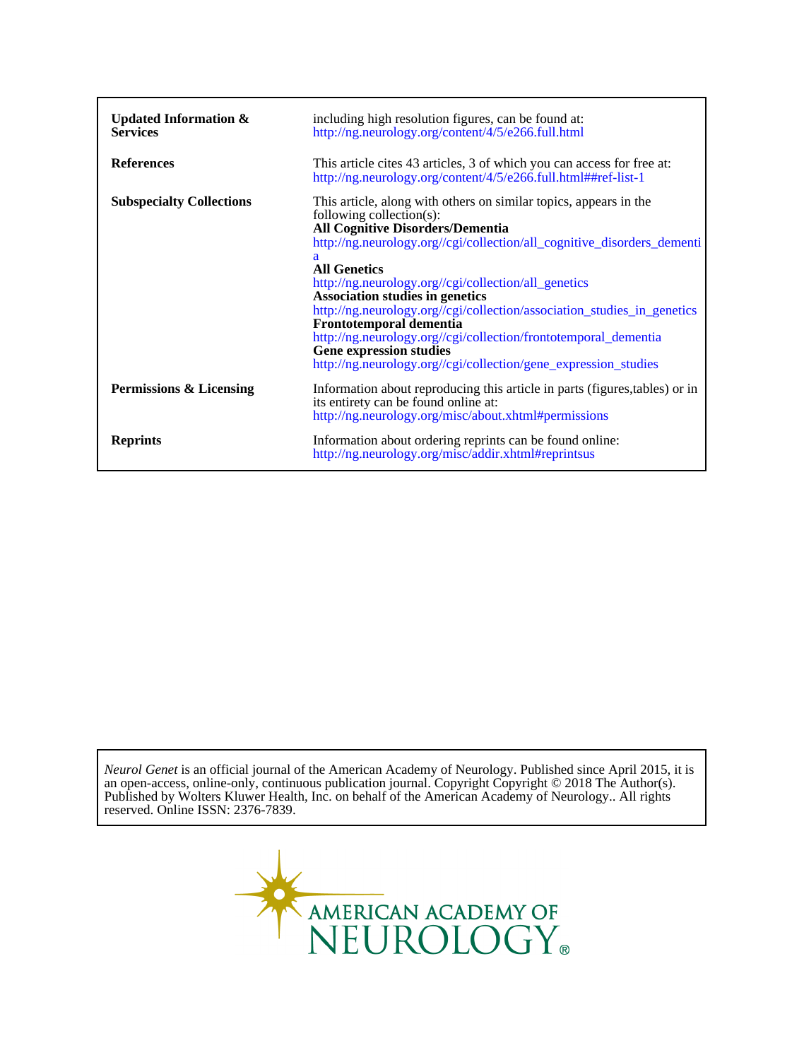| | |
|---|---|
| **Updated Information & Services** | including high resolution figures, can be found at: http://ng.neurology.org/content/4/5/e266.full.html |
| **References** | This article cites 43 articles, 3 of which you can access for free at: http://ng.neurology.org/content/4/5/e266.full.html##ref-list-1 |
| **Subspecialty Collections** | This article, along with others on similar topics, appears in the following collection(s): **All Cognitive Disorders/Dementia** http://ng.neurology.org//cgi/collection/all_cognitive_disorders_dementia **All Genetics** http://ng.neurology.org//cgi/collection/all_genetics **Association studies in genetics** http://ng.neurology.org//cgi/collection/association_studies_in_genetics **Frontotemporal dementia** http://ng.neurology.org//cgi/collection/frontotemporal_dementia **Gene expression studies** http://ng.neurology.org//cgi/collection/gene_expression_studies |
| **Permissions & Licensing** | Information about reproducing this article in parts (figures,tables) or in its entirety can be found online at: http://ng.neurology.org/misc/about.xhtml#permissions |
| **Reprints** | Information about ordering reprints can be found online: http://ng.neurology.org/misc/addir.xhtml#reprintsus |

*Neurol Genet* is an official journal of the American Academy of Neurology. Published since April 2015, it is an open-access, online-only, continuous publication journal. Copyright Copyright © 2018 The Author(s). Published by Wolters Kluwer Health, Inc. on behalf of the American Academy of Neurology.. All rights reserved. Online ISSN: 2376-7839.

AMERICAN ACADEMY OF NEUROLOGY®